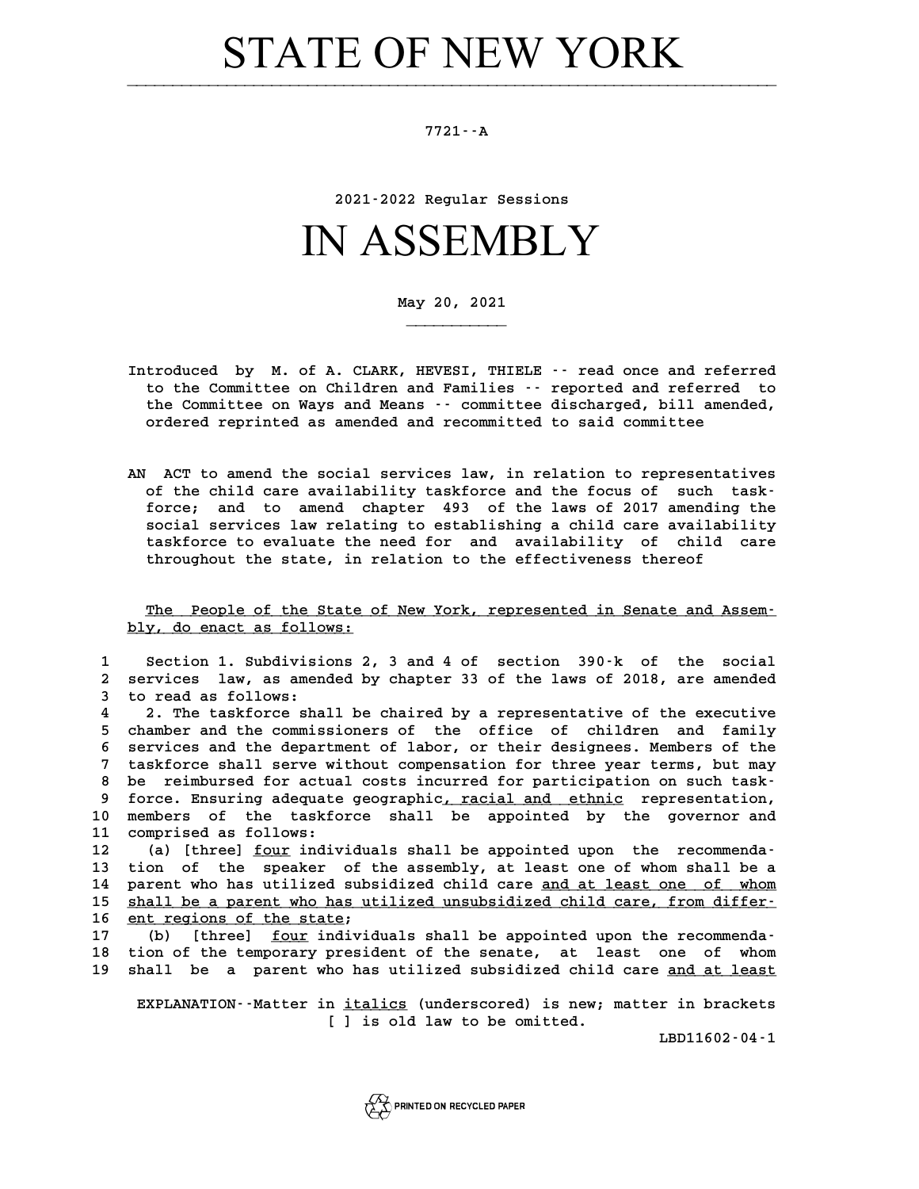# STATE OF NEW YORK

7721--A

2021-2022 Regular Sessions

# IN ASSEMBLY

May 20, 2021

Introduced by M. of A. CLARK, HEVESI, THIELE -- read once and referred to the Committee on Children and Families -- reported and referred to the Committee on Ways and Means -- committee discharged, bill amended, ordered reprinted as amended and recommitted to said committee

AN ACT to amend the social services law, in relation to representatives of the child care availability taskforce and the focus of such taskforce; and to amend chapter 493 of the laws of 2017 amending the social services law relating to establishing a child care availability taskforce to evaluate the need for and availability of child care throughout the state, in relation to the effectiveness thereof

The People of the State of New York, represented in Senate and Assembly, do enact as follows:

1 Section 1. Subdivisions 2, 3 and 4 of section 390-k of the social
2 services law, as amended by chapter 33 of the laws of 2018, are amended
3 to read as follows:
4 2. The taskforce shall be chaired by a representative of the executive
5 chamber and the commissioners of the office of children and family
6 services and the department of labor, or their designees. Members of the
7 taskforce shall serve without compensation for three year terms, but may
8 be reimbursed for actual costs incurred for participation on such task-
9 force. Ensuring adequate geographic, racial and ethnic representation,
10 members of the taskforce shall be appointed by the governor and
11 comprised as follows:
12 (a) [three] four individuals shall be appointed upon the recommenda-
13 tion of the speaker of the assembly, at least one of whom shall be a
14 parent who has utilized subsidized child care and at least one of whom
15 shall be a parent who has utilized unsubsidized child care, from differ-
16 ent regions of the state;
17 (b) [three] four individuals shall be appointed upon the recommenda-
18 tion of the temporary president of the senate, at least one of whom
19 shall be a parent who has utilized subsidized child care and at least

EXPLANATION--Matter in *italics* (underscored) is new; matter in brackets [ ] is old law to be omitted.

LBD11602-04-1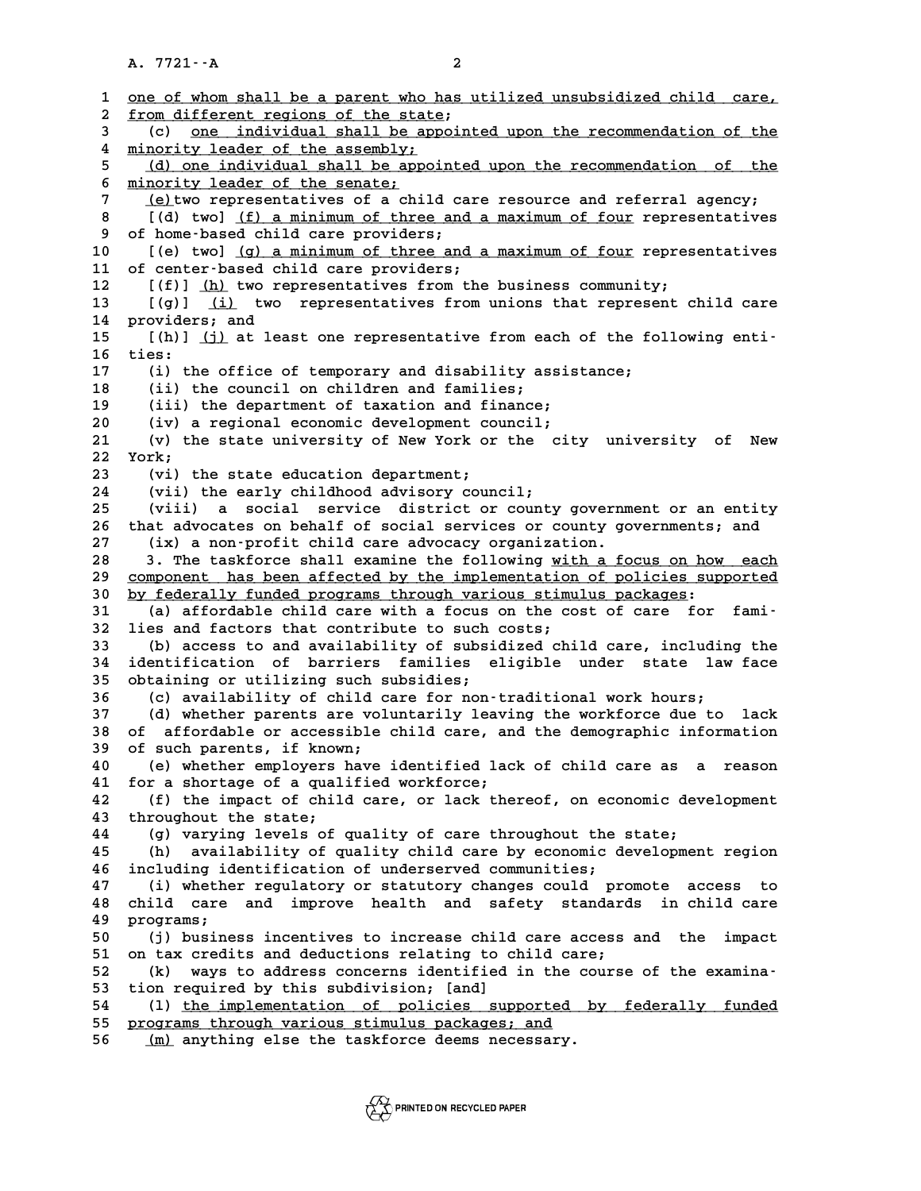one of whom shall be a parent who has utilized unsubsidized child care, from different regions of the state;

(c) one individual shall be appointed upon the recommendation of the minority leader of the assembly;

(d) one individual shall be appointed upon the recommendation of the minority leader of the senate;

(e) two representatives of a child care resource and referral agency;

[(d) two] (f) a minimum of three and a maximum of four representatives of home-based child care providers;

[(e) two] (g) a minimum of three and a maximum of four representatives of center-based child care providers;

[(f)] (h) two representatives from the business community;

[(g)] (i) two representatives from unions that represent child care providers; and

[(h)] (j) at least one representative from each of the following entities:

(i) the office of temporary and disability assistance;

(ii) the council on children and families;

(iii) the department of taxation and finance;

(iv) a regional economic development council;

(v) the state university of New York or the city university of New York;

(vi) the state education department;

(vii) the early childhood advisory council;

(viii) a social service district or county government or an entity that advocates on behalf of social services or county governments; and

(ix) a non-profit child care advocacy organization.

3. The taskforce shall examine the following with a focus on how each component has been affected by the implementation of policies supported by federally funded programs through various stimulus packages:

(a) affordable child care with a focus on the cost of care for families and factors that contribute to such costs;

(b) access to and availability of subsidized child care, including the identification of barriers families eligible under state law face obtaining or utilizing such subsidies;

(c) availability of child care for non-traditional work hours;

(d) whether parents are voluntarily leaving the workforce due to lack of affordable or accessible child care, and the demographic information of such parents, if known;

(e) whether employers have identified lack of child care as a reason for a shortage of a qualified workforce;

(f) the impact of child care, or lack thereof, on economic development throughout the state;

(g) varying levels of quality of care throughout the state;

(h) availability of quality child care by economic development region including identification of underserved communities;

(i) whether regulatory or statutory changes could promote access to child care and improve health and safety standards in child care programs;

(j) business incentives to increase child care access and the impact on tax credits and deductions relating to child care;

(k) ways to address concerns identified in the course of the examination required by this subdivision; [and]

(l) the implementation of policies supported by federally funded programs through various stimulus packages; and

(m) anything else the taskforce deems necessary.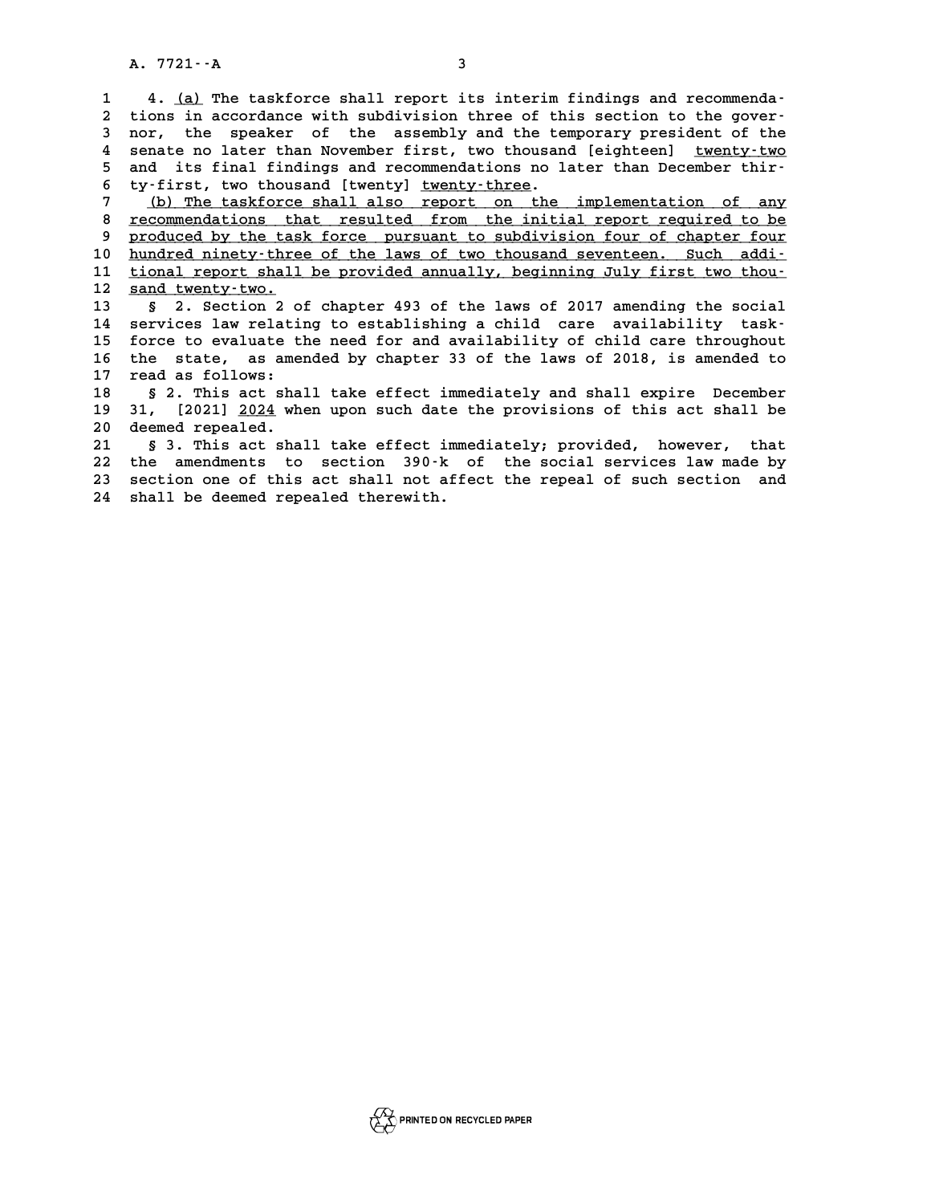4. (a) The taskforce shall report its interim findings and recommendations in accordance with subdivision three of this section to the governor, the speaker of the assembly and the temporary president of the senate no later than November first, two thousand [eighteen] twenty-two and its final findings and recommendations no later than December thirty-first, two thousand [twenty] twenty-three.

(b) The taskforce shall also report on the implementation of any recommendations that resulted from the initial report required to be produced by the task force pursuant to subdivision four of chapter four hundred ninety-three of the laws of two thousand seventeen. Such additional report shall be provided annually, beginning July first two thousand twenty-two.

§ 2. Section 2 of chapter 493 of the laws of 2017 amending the social services law relating to establishing a child care availability taskforce to evaluate the need for and availability of child care throughout the state, as amended by chapter 33 of the laws of 2018, is amended to read as follows:

§ 2. This act shall take effect immediately and shall expire December 31, [2021] 2024 when upon such date the provisions of this act shall be deemed repealed.

§ 3. This act shall take effect immediately; provided, however, that the amendments to section 390-k of the social services law made by section one of this act shall not affect the repeal of such section and shall be deemed repealed therewith.